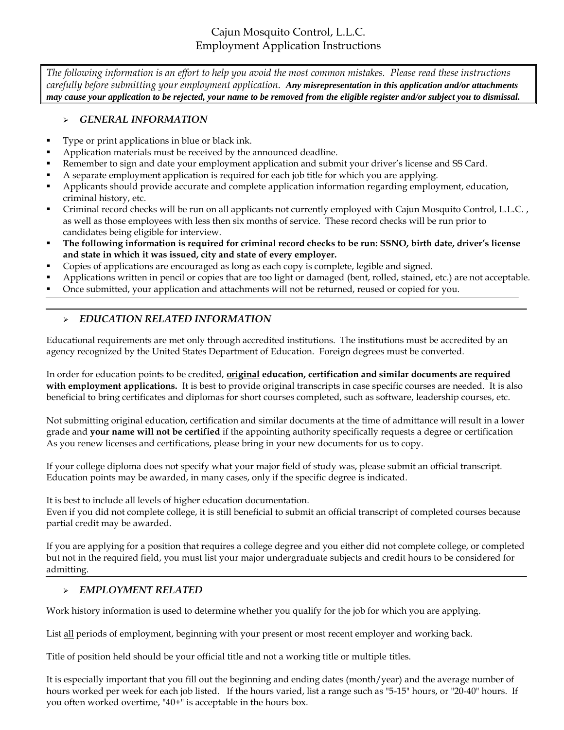# Cajun Mosquito Control, L.L.C.
## Employment Application Instructions

*The following information is an effort to help you avoid the most common mistakes. Please read these instructions carefully before submitting your employment application.* ***Any misrepresentation in this application and/or attachments may cause your application to be rejected, your name to be removed from the eligible register and/or subject you to dismissal.***

### ➢ *GENERAL INFORMATION*

- Type or print applications in blue or black ink.
- Application materials must be received by the announced deadline.
- Remember to sign and date your employment application and submit your driver's license and SS Card.
- A separate employment application is required for each job title for which you are applying.
- Applicants should provide accurate and complete application information regarding employment, education, criminal history, etc.
- Criminal record checks will be run on all applicants not currently employed with Cajun Mosquito Control, L.L.C. , as well as those employees with less then six months of service. These record checks will be run prior to candidates being eligible for interview.
- **The following information is required for criminal record checks to be run: SSNO, birth date, driver's license and state in which it was issued, city and state of every employer.**
- Copies of applications are encouraged as long as each copy is complete, legible and signed.
- Applications written in pencil or copies that are too light or damaged (bent, rolled, stained, etc.) are not acceptable.
- Once submitted, your application and attachments will not be returned, reused or copied for you.

---

### ➢ *EDUCATION RELATED INFORMATION*

Educational requirements are met only through accredited institutions. The institutions must be accredited by an agency recognized by the United States Department of Education. Foreign degrees must be converted.

In order for education points to be credited, **original education, certification and similar documents are required with employment applications.** It is best to provide original transcripts in case specific courses are needed. It is also beneficial to bring certificates and diplomas for short courses completed, such as software, leadership courses, etc.

Not submitting original education, certification and similar documents at the time of admittance will result in a lower grade and **your name will not be certified** if the appointing authority specifically requests a degree or certification As you renew licenses and certifications, please bring in your new documents for us to copy.

If your college diploma does not specify what your major field of study was, please submit an official transcript. Education points may be awarded, in many cases, only if the specific degree is indicated.

It is best to include all levels of higher education documentation.
Even if you did not complete college, it is still beneficial to submit an official transcript of completed courses because partial credit may be awarded.

If you are applying for a position that requires a college degree and you either did not complete college, or completed but not in the required field, you must list your major undergraduate subjects and credit hours to be considered for admitting.

---

### ➢ *EMPLOYMENT RELATED*

Work history information is used to determine whether you qualify for the job for which you are applying.

List <u>all</u> periods of employment, beginning with your present or most recent employer and working back.

Title of position held should be your official title and not a working title or multiple titles.

It is especially important that you fill out the beginning and ending dates (month/year) and the average number of hours worked per week for each job listed. If the hours varied, list a range such as "5-15" hours, or "20-40" hours. If you often worked overtime, "40+" is acceptable in the hours box.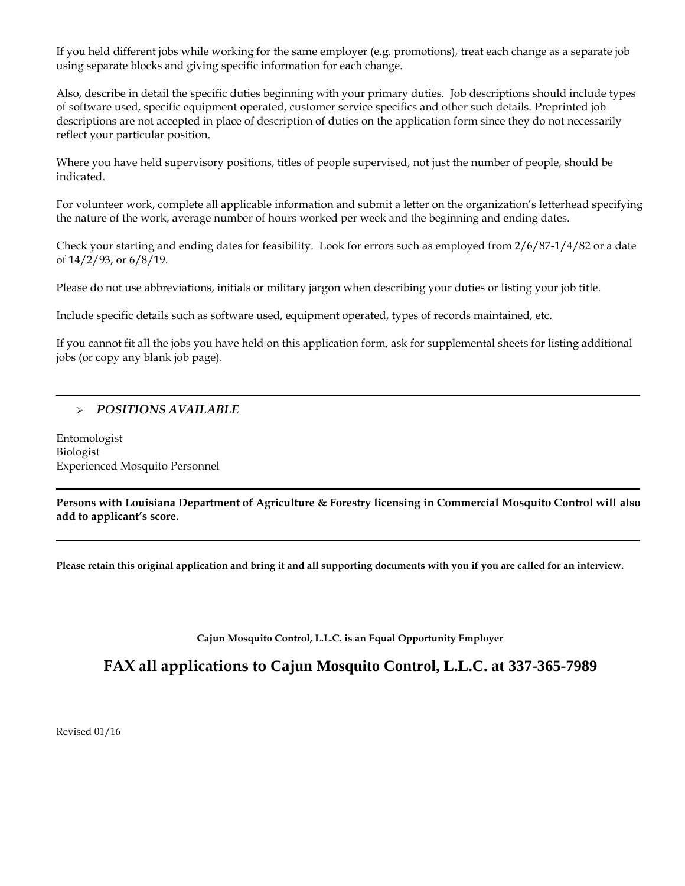If you held different jobs while working for the same employer (e.g. promotions), treat each change as a separate job using separate blocks and giving specific information for each change.

Also, describe in detail the specific duties beginning with your primary duties. Job descriptions should include types of software used, specific equipment operated, customer service specifics and other such details. Preprinted job descriptions are not accepted in place of description of duties on the application form since they do not necessarily reflect your particular position.

Where you have held supervisory positions, titles of people supervised, not just the number of people, should be indicated.

For volunteer work, complete all applicable information and submit a letter on the organization's letterhead specifying the nature of the work, average number of hours worked per week and the beginning and ending dates.

Check your starting and ending dates for feasibility. Look for errors such as employed from 2/6/87-1/4/82 or a date of 14/2/93, or 6/8/19.

Please do not use abbreviations, initials or military jargon when describing your duties or listing your job title.

Include specific details such as software used, equipment operated, types of records maintained, etc.

If you cannot fit all the jobs you have held on this application form, ask for supplemental sheets for listing additional jobs (or copy any blank job page).

---

- ***POSITIONS AVAILABLE***

Entomologist
Biologist
Experienced Mosquito Personnel

---

**Persons with Louisiana Department of Agriculture & Forestry licensing in Commercial Mosquito Control will also add to applicant's score.**

---

**Please retain this original application and bring it and all supporting documents with you if you are called for an interview.**

**Cajun Mosquito Control, L.L.C. is an Equal Opportunity Employer**

## FAX all applications to Cajun Mosquito Control, L.L.C. at 337-365-7989

Revised 01/16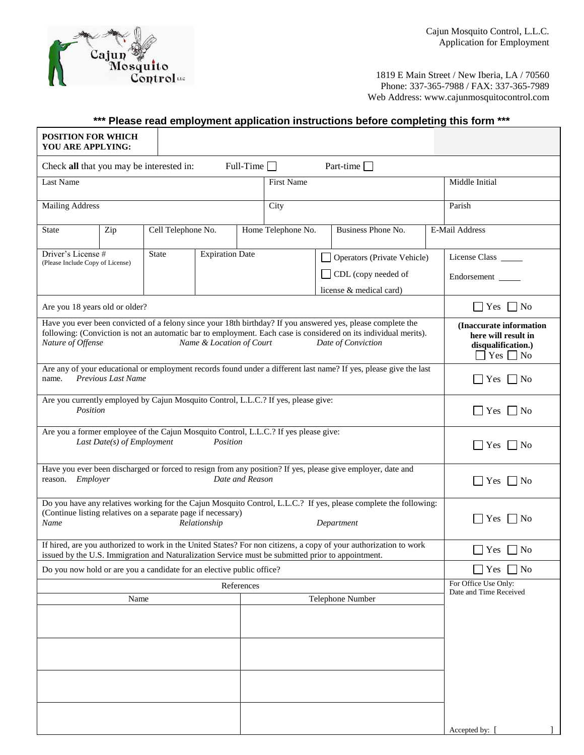Cajun Mosquito Control, L.L.C.
Application for Employment

1819 E Main Street / New Iberia, LA / 70560
Phone: 337-365-7988 / FAX: 337-365-7989
Web Address: www.cajunmosquitocontrol.com

### *** Please read employment application instructions before completing this form ***

| **POSITION FOR WHICH YOU ARE APPLYING:** | | |
|---|---|---|
| Check **all** that you may be interested in: Full-Time ☐ Part-time ☐ | | |
| Last Name | First Name | Middle Initial |
| Mailing Address | City | Parish |

| State | Zip | Cell Telephone No. | Home Telephone No. | Business Phone No. | E-Mail Address |
|---|---|---|---|---|---|
| | | | | | |

| Driver's License # (Please Include Copy of License) | State | Expiration Date | ☐ Operators (Private Vehicle) ☐ CDL (copy needed of license & medical card) | License Class _____ Endorsement _____ |
|---|---|---|---|---|
| | | | | |

| | |
|---|---|
| Are you 18 years old or older? | ☐ Yes ☐ No |
| Have you ever been convicted of a felony since your 18th birthday? If you answered yes, please complete the following: (Conviction is not an automatic bar to employment. Each case is considered on its individual merits). *Nature of Offense* *Name & Location of Court* *Date of Conviction* | **(Inaccurate information here will result in disqualification.)** ☐ Yes ☐ No |
| Are any of your educational or employment records found under a different last name? If yes, please give the last name. *Previous Last Name* | ☐ Yes ☐ No |
| Are you currently employed by Cajun Mosquito Control, L.L.C.? If yes, please give: *Position* | ☐ Yes ☐ No |
| Are you a former employee of the Cajun Mosquito Control, L.L.C.? If yes please give: *Last Date(s) of Employment* *Position* | ☐ Yes ☐ No |
| Have you ever been discharged or forced to resign from any position? If yes, please give employer, date and reason. *Employer* *Date and Reason* | ☐ Yes ☐ No |
| Do you have any relatives working for the Cajun Mosquito Control, L.L.C.? If yes, please complete the following: (Continue listing relatives on a separate page if necessary) *Name* *Relationship* *Department* | ☐ Yes ☐ No |
| If hired, are you authorized to work in the United States? For non citizens, a copy of your authorization to work issued by the U.S. Immigration and Naturalization Service must be submitted prior to appointment. | ☐ Yes ☐ No |
| Do you now hold or are you a candidate for an elective public office? | ☐ Yes ☐ No |

| References | | For Office Use Only: Date and Time Received |
|---|---|---|
| Name | Telephone Number | |
| | | |
| | | |
| | | |
| | | Accepted by: [ ] |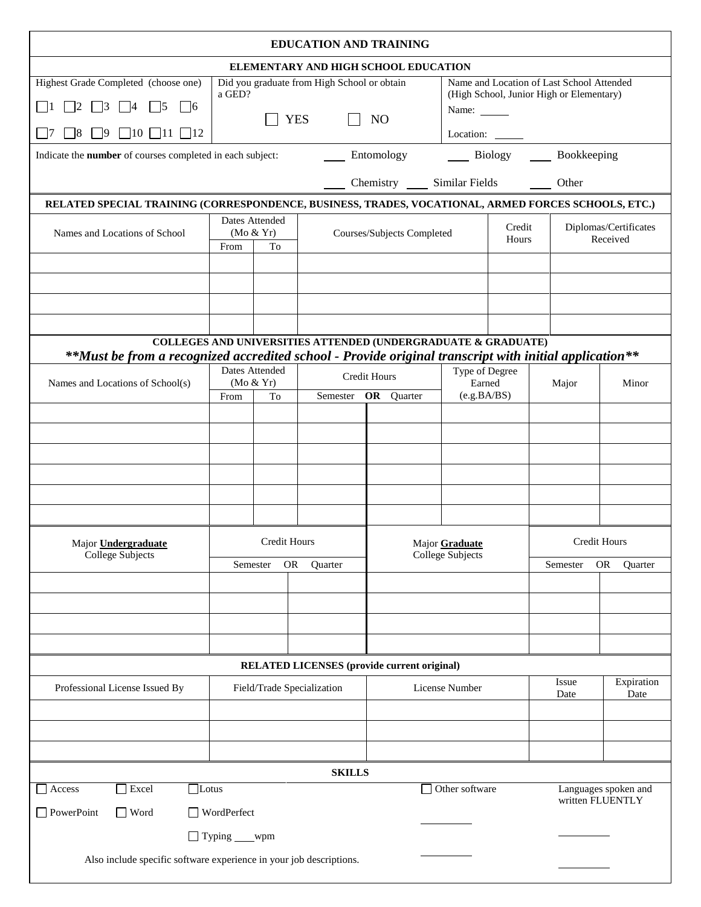# EDUCATION AND TRAINING

## ELEMENTARY AND HIGH SCHOOL EDUCATION

| Highest Grade Completed (choose one) | Did you graduate from High School or obtain a GED? | Name and Location of Last School Attended (High School, Junior High or Elementary) |
|---|---|---|
| ☐1 ☐2 ☐3 ☐4 ☐5 ☐6 ☐7 ☐8 ☐9 ☐10 ☐11 ☐12 | ☐ YES ☐ NO | Name: _____ Location: _____ |

Indicate the **number** of courses completed in each subject: ___ Entomology ___ Biology ___ Bookkeeping ___ Chemistry ___ Similar Fields ___ Other

## RELATED SPECIAL TRAINING (CORRESPONDENCE, BUSINESS, TRADES, VOCATIONAL, ARMED FORCES SCHOOLS, ETC.)

| Names and Locations of School | Dates Attended (Mo & Yr) | | Courses/Subjects Completed | Credit Hours | Diplomas/Certificates Received |
|---|---|---|---|---|---|
| | From | To | | | |
| | | | | | |
| | | | | | |
| | | | | | |
| | | | | | |

## COLLEGES AND UNIVERSITIES ATTENDED (UNDERGRADUATE & GRADUATE)

***\*\*Must be from a recognized accredited school - Provide original transcript with initial application\*\****

| Names and Locations of School(s) | Dates Attended (Mo & Yr) | | Credit Hours | | Type of Degree Earned (e.g.BA/BS) | Major | Minor |
|---|---|---|---|---|---|---|---|
| | From | To | Semester **OR** | Quarter | | | |
| | | | | | | | |
| | | | | | | | |
| | | | | | | | |
| | | | | | | | |
| | | | | | | | |
| | | | | | | | |

| Major **Undergraduate** College Subjects | Credit Hours | | Major **Graduate** College Subjects | Credit Hours | |
|---|---|---|---|---|---|
| | Semester OR | Quarter | | Semester OR | Quarter |
| | | | | | |
| | | | | | |
| | | | | | |
| | | | | | |

## RELATED LICENSES (provide current original)

| Professional License Issued By | Field/Trade Specialization | License Number | Issue Date | Expiration Date |
|---|---|---|---|---|
| | | | | |
| | | | | |
| | | | | |

## SKILLS

☐ Access ☐ Excel ☐ Lotus

☐ PowerPoint ☐ Word ☐ WordPerfect

☐ Typing ____wpm

Also include specific software experience in your job descriptions.

☐ Other software

__________

__________

Languages spoken and written FLUENTLY

__________

__________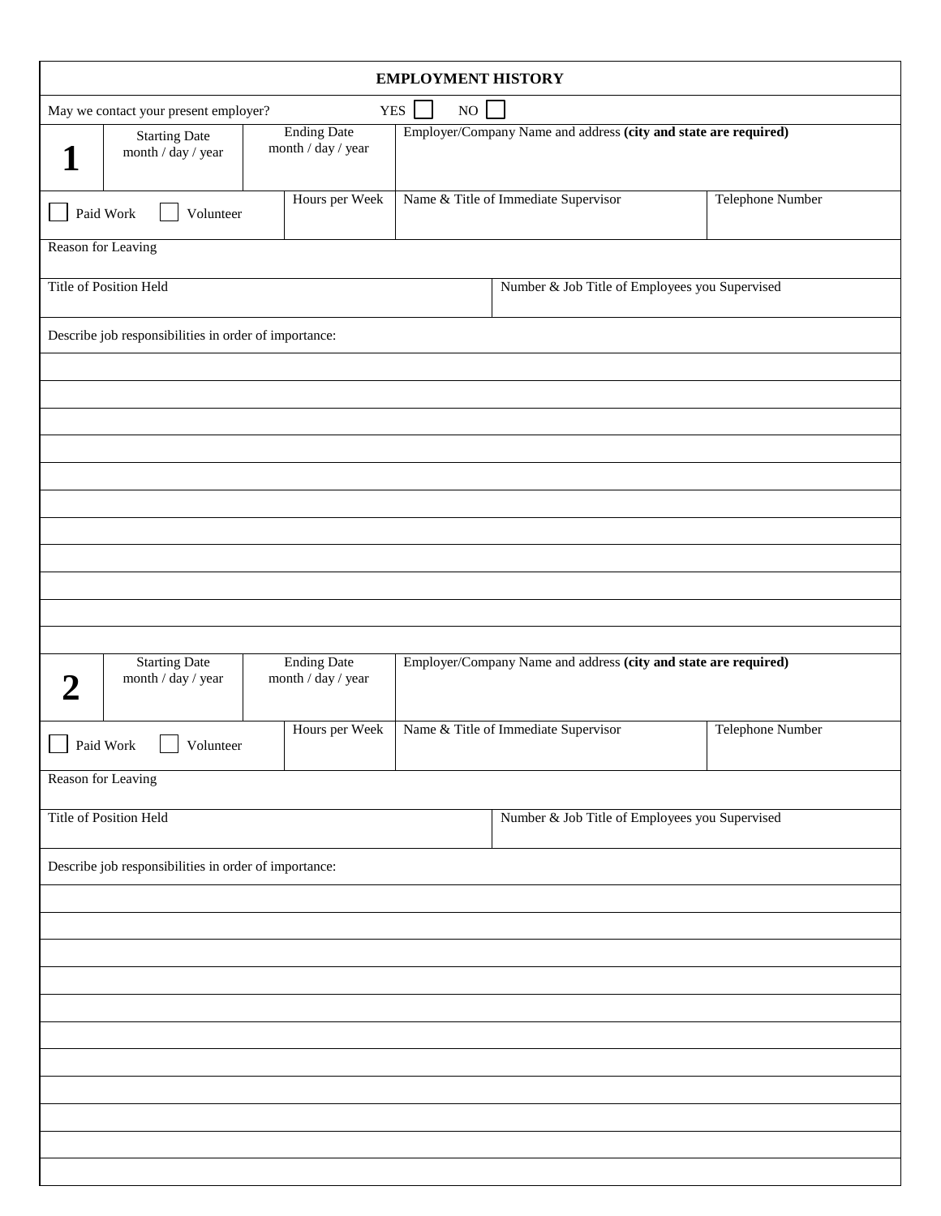## EMPLOYMENT HISTORY

May we contact your present employer? YES ☐ NO ☐

| 1 | Starting Date<br>month / day / year | Ending Date<br>month / day / year | Employer/Company Name and address **(city and state are required)** |
|---|---|---|---|
| | | | |

| ☐ Paid Work ☐ Volunteer | Hours per Week | Name & Title of Immediate Supervisor | Telephone Number |
|---|---|---|---|
| | | | |

Reason for Leaving

| Title of Position Held | Number & Job Title of Employees you Supervised |
|---|---|
| | |

Describe job responsibilities in order of importance:

| 2 | Starting Date<br>month / day / year | Ending Date<br>month / day / year | Employer/Company Name and address **(city and state are required)** |
|---|---|---|---|
| | | | |

| ☐ Paid Work ☐ Volunteer | Hours per Week | Name & Title of Immediate Supervisor | Telephone Number |
|---|---|---|---|
| | | | |

Reason for Leaving

| Title of Position Held | Number & Job Title of Employees you Supervised |
|---|---|
| | |

Describe job responsibilities in order of importance: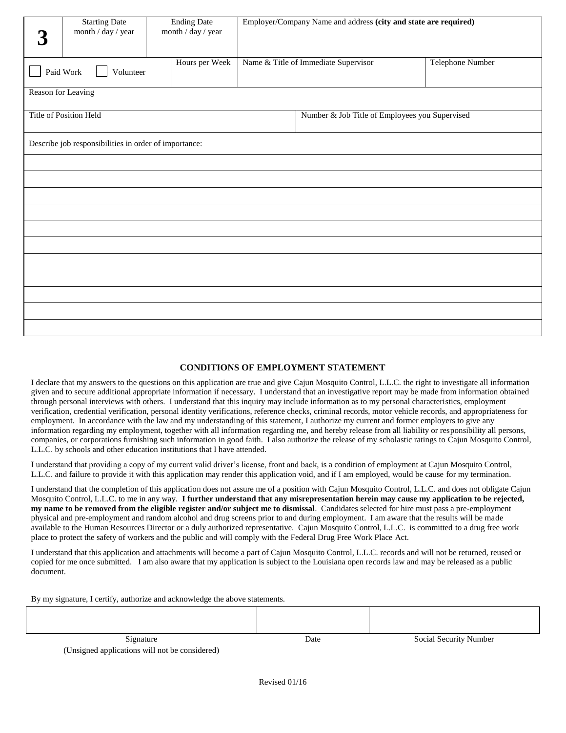| 3 | Starting Date month / day / year | Ending Date month / day / year | Employer/Company Name and address **(city and state are required)** | |
|---|---|---|---|---|
| ☐ Paid Work ☐ Volunteer | | Hours per Week | Name & Title of Immediate Supervisor | Telephone Number |
| Reason for Leaving | | | | |
| Title of Position Held | | | Number & Job Title of Employees you Supervised | |
| Describe job responsibilities in order of importance: | | | | |
| | | | | |
| | | | | |
| | | | | |
| | | | | |
| | | | | |
| | | | | |
| | | | | |
| | | | | |
| | | | | |
| | | | | |
| | | | | |

**CONDITIONS OF EMPLOYMENT STATEMENT**

I declare that my answers to the questions on this application are true and give Cajun Mosquito Control, L.L.C. the right to investigate all information given and to secure additional appropriate information if necessary. I understand that an investigative report may be made from information obtained through personal interviews with others. I understand that this inquiry may include information as to my personal characteristics, employment verification, credential verification, personal identity verifications, reference checks, criminal records, motor vehicle records, and appropriateness for employment. In accordance with the law and my understanding of this statement, I authorize my current and former employers to give any information regarding my employment, together with all information regarding me, and hereby release from all liability or responsibility all persons, companies, or corporations furnishing such information in good faith. I also authorize the release of my scholastic ratings to Cajun Mosquito Control, L.L.C. by schools and other education institutions that I have attended.

I understand that providing a copy of my current valid driver's license, front and back, is a condition of employment at Cajun Mosquito Control, L.L.C. and failure to provide it with this application may render this application void, and if I am employed, would be cause for my termination.

I understand that the completion of this application does not assure me of a position with Cajun Mosquito Control, L.L.C. and does not obligate Cajun Mosquito Control, L.L.C. to me in any way. **I further understand that any misrepresentation herein may cause my application to be rejected, my name to be removed from the eligible register and/or subject me to dismissal**. Candidates selected for hire must pass a pre-employment physical and pre-employment and random alcohol and drug screens prior to and during employment. I am aware that the results will be made available to the Human Resources Director or a duly authorized representative. Cajun Mosquito Control, L.L.C. is committed to a drug free work place to protect the safety of workers and the public and will comply with the Federal Drug Free Work Place Act.

I understand that this application and attachments will become a part of Cajun Mosquito Control, L.L.C. records and will not be returned, reused or copied for me once submitted. I am also aware that my application is subject to the Louisiana open records law and may be released as a public document.

By my signature, I certify, authorize and acknowledge the above statements.

| | | |
|---|---|---|
| | | |
| Signature (Unsigned applications will not be considered) | Date | Social Security Number |

Revised 01/16